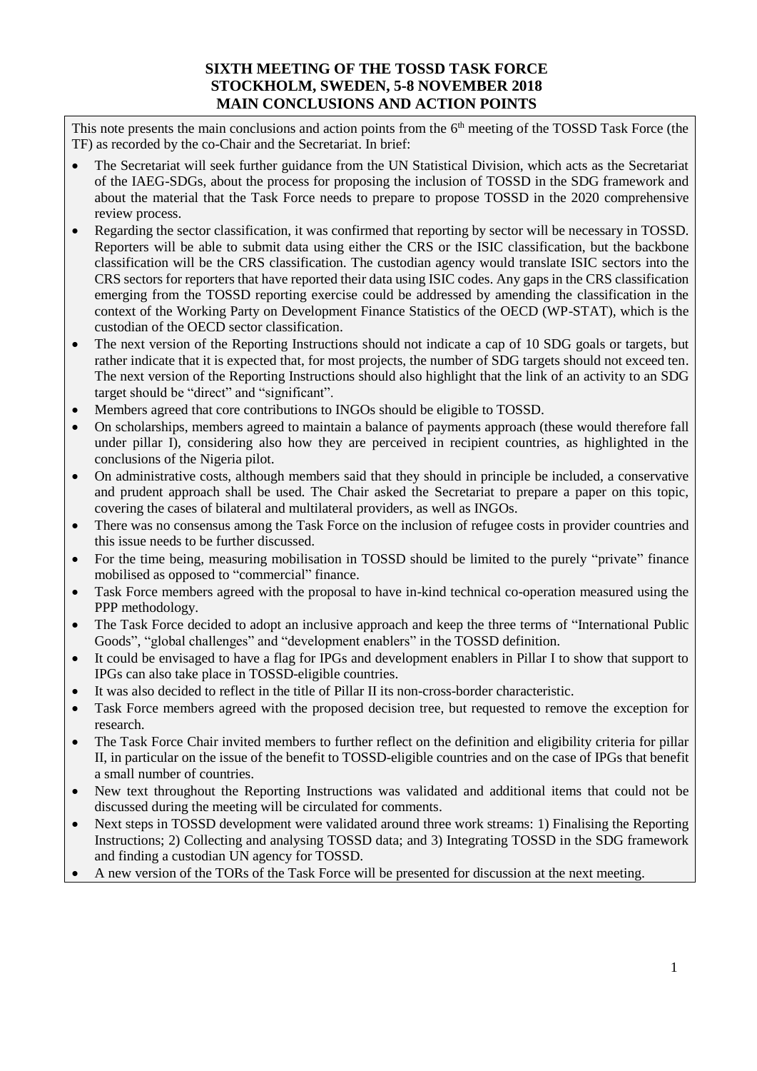# SIXTH MEETING OF THE TOSSD TASK FORCE
# STOCKHOLM, SWEDEN, 5-8 NOVEMBER 2018
# MAIN CONCLUSIONS AND ACTION POINTS

This note presents the main conclusions and action points from the 6th meeting of the TOSSD Task Force (the TF) as recorded by the co-Chair and the Secretariat. In brief:

- The Secretariat will seek further guidance from the UN Statistical Division, which acts as the Secretariat of the IAEG-SDGs, about the process for proposing the inclusion of TOSSD in the SDG framework and about the material that the Task Force needs to prepare to propose TOSSD in the 2020 comprehensive review process.
- Regarding the sector classification, it was confirmed that reporting by sector will be necessary in TOSSD. Reporters will be able to submit data using either the CRS or the ISIC classification, but the backbone classification will be the CRS classification. The custodian agency would translate ISIC sectors into the CRS sectors for reporters that have reported their data using ISIC codes. Any gaps in the CRS classification emerging from the TOSSD reporting exercise could be addressed by amending the classification in the context of the Working Party on Development Finance Statistics of the OECD (WP-STAT), which is the custodian of the OECD sector classification.
- The next version of the Reporting Instructions should not indicate a cap of 10 SDG goals or targets, but rather indicate that it is expected that, for most projects, the number of SDG targets should not exceed ten. The next version of the Reporting Instructions should also highlight that the link of an activity to an SDG target should be "direct" and "significant".
- Members agreed that core contributions to INGOs should be eligible to TOSSD.
- On scholarships, members agreed to maintain a balance of payments approach (these would therefore fall under pillar I), considering also how they are perceived in recipient countries, as highlighted in the conclusions of the Nigeria pilot.
- On administrative costs, although members said that they should in principle be included, a conservative and prudent approach shall be used. The Chair asked the Secretariat to prepare a paper on this topic, covering the cases of bilateral and multilateral providers, as well as INGOs.
- There was no consensus among the Task Force on the inclusion of refugee costs in provider countries and this issue needs to be further discussed.
- For the time being, measuring mobilisation in TOSSD should be limited to the purely "private" finance mobilised as opposed to "commercial" finance.
- Task Force members agreed with the proposal to have in-kind technical co-operation measured using the PPP methodology.
- The Task Force decided to adopt an inclusive approach and keep the three terms of "International Public Goods", "global challenges" and "development enablers" in the TOSSD definition.
- It could be envisaged to have a flag for IPGs and development enablers in Pillar I to show that support to IPGs can also take place in TOSSD-eligible countries.
- It was also decided to reflect in the title of Pillar II its non-cross-border characteristic.
- Task Force members agreed with the proposed decision tree, but requested to remove the exception for research.
- The Task Force Chair invited members to further reflect on the definition and eligibility criteria for pillar II, in particular on the issue of the benefit to TOSSD-eligible countries and on the case of IPGs that benefit a small number of countries.
- New text throughout the Reporting Instructions was validated and additional items that could not be discussed during the meeting will be circulated for comments.
- Next steps in TOSSD development were validated around three work streams: 1) Finalising the Reporting Instructions; 2) Collecting and analysing TOSSD data; and 3) Integrating TOSSD in the SDG framework and finding a custodian UN agency for TOSSD.
- A new version of the TORs of the Task Force will be presented for discussion at the next meeting.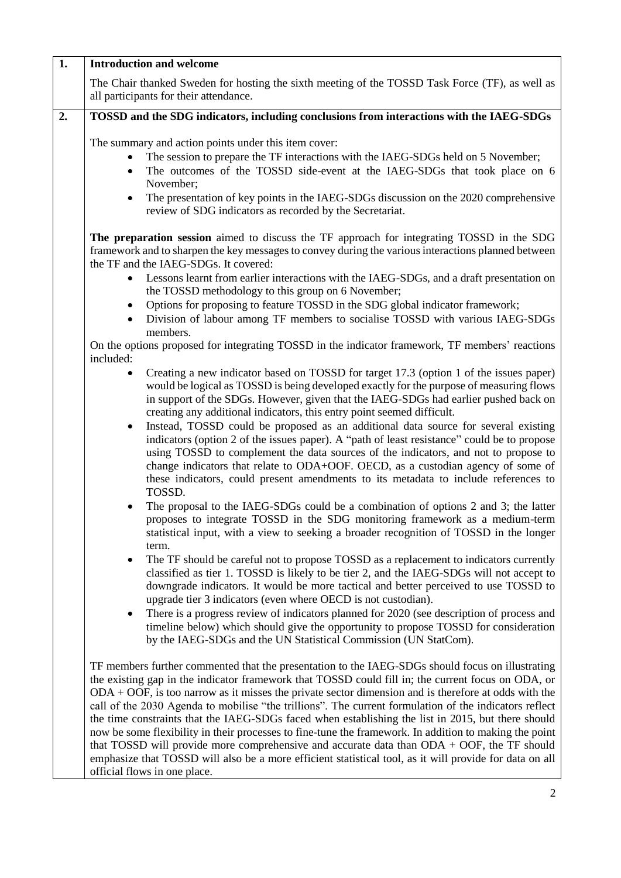| 1. | **Introduction and welcome** |
|---|---|

The Chair thanked Sweden for hosting the sixth meeting of the TOSSD Task Force (TF), as well as all participants for their attendance.

## 2. TOSSD and the SDG indicators, including conclusions from interactions with the IAEG-SDGs

The summary and action points under this item cover:

- The session to prepare the TF interactions with the IAEG-SDGs held on 5 November;
- The outcomes of the TOSSD side-event at the IAEG-SDGs that took place on 6 November;
- The presentation of key points in the IAEG-SDGs discussion on the 2020 comprehensive review of SDG indicators as recorded by the Secretariat.

**The preparation session** aimed to discuss the TF approach for integrating TOSSD in the SDG framework and to sharpen the key messages to convey during the various interactions planned between the TF and the IAEG-SDGs. It covered:

- Lessons learnt from earlier interactions with the IAEG-SDGs, and a draft presentation on the TOSSD methodology to this group on 6 November;
- Options for proposing to feature TOSSD in the SDG global indicator framework;
- Division of labour among TF members to socialise TOSSD with various IAEG-SDGs members.

On the options proposed for integrating TOSSD in the indicator framework, TF members' reactions included:

- Creating a new indicator based on TOSSD for target 17.3 (option 1 of the issues paper) would be logical as TOSSD is being developed exactly for the purpose of measuring flows in support of the SDGs. However, given that the IAEG-SDGs had earlier pushed back on creating any additional indicators, this entry point seemed difficult.
- Instead, TOSSD could be proposed as an additional data source for several existing indicators (option 2 of the issues paper). A "path of least resistance" could be to propose using TOSSD to complement the data sources of the indicators, and not to propose to change indicators that relate to ODA+OOF. OECD, as a custodian agency of some of these indicators, could present amendments to its metadata to include references to TOSSD.
- The proposal to the IAEG-SDGs could be a combination of options 2 and 3; the latter proposes to integrate TOSSD in the SDG monitoring framework as a medium-term statistical input, with a view to seeking a broader recognition of TOSSD in the longer term.
- The TF should be careful not to propose TOSSD as a replacement to indicators currently classified as tier 1. TOSSD is likely to be tier 2, and the IAEG-SDGs will not accept to downgrade indicators. It would be more tactical and better perceived to use TOSSD to upgrade tier 3 indicators (even where OECD is not custodian).
- There is a progress review of indicators planned for 2020 (see description of process and timeline below) which should give the opportunity to propose TOSSD for consideration by the IAEG-SDGs and the UN Statistical Commission (UN StatCom).

TF members further commented that the presentation to the IAEG-SDGs should focus on illustrating the existing gap in the indicator framework that TOSSD could fill in; the current focus on ODA, or ODA + OOF, is too narrow as it misses the private sector dimension and is therefore at odds with the call of the 2030 Agenda to mobilise "the trillions". The current formulation of the indicators reflect the time constraints that the IAEG-SDGs faced when establishing the list in 2015, but there should now be some flexibility in their processes to fine-tune the framework. In addition to making the point that TOSSD will provide more comprehensive and accurate data than ODA + OOF, the TF should emphasize that TOSSD will also be a more efficient statistical tool, as it will provide for data on all official flows in one place.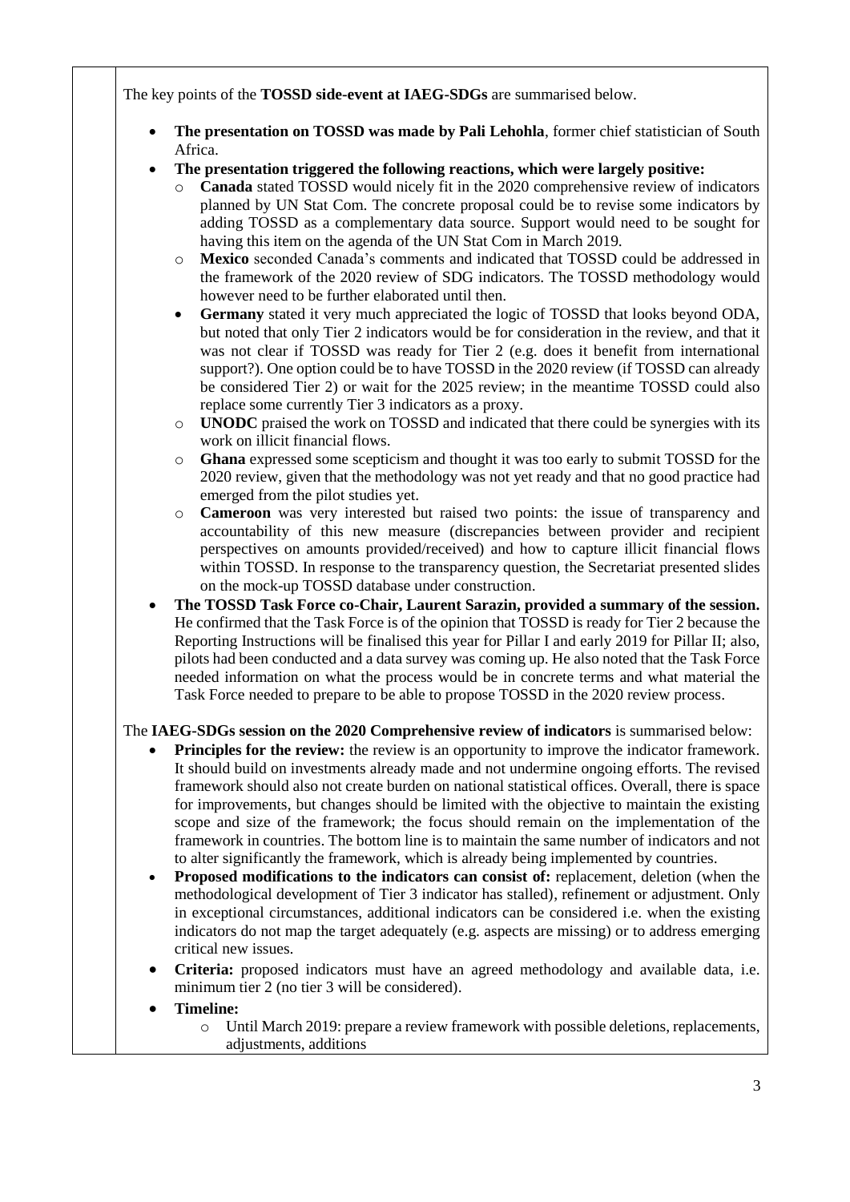The key points of the **TOSSD side-event at IAEG-SDGs** are summarised below.

- **The presentation on TOSSD was made by Pali Lehohla**, former chief statistician of South Africa.
- **The presentation triggered the following reactions, which were largely positive:**
  - **Canada** stated TOSSD would nicely fit in the 2020 comprehensive review of indicators planned by UN Stat Com. The concrete proposal could be to revise some indicators by adding TOSSD as a complementary data source. Support would need to be sought for having this item on the agenda of the UN Stat Com in March 2019.
  - **Mexico** seconded Canada's comments and indicated that TOSSD could be addressed in the framework of the 2020 review of SDG indicators. The TOSSD methodology would however need to be further elaborated until then.
  - **Germany** stated it very much appreciated the logic of TOSSD that looks beyond ODA, but noted that only Tier 2 indicators would be for consideration in the review, and that it was not clear if TOSSD was ready for Tier 2 (e.g. does it benefit from international support?). One option could be to have TOSSD in the 2020 review (if TOSSD can already be considered Tier 2) or wait for the 2025 review; in the meantime TOSSD could also replace some currently Tier 3 indicators as a proxy.
  - **UNODC** praised the work on TOSSD and indicated that there could be synergies with its work on illicit financial flows.
  - **Ghana** expressed some scepticism and thought it was too early to submit TOSSD for the 2020 review, given that the methodology was not yet ready and that no good practice had emerged from the pilot studies yet.
  - **Cameroon** was very interested but raised two points: the issue of transparency and accountability of this new measure (discrepancies between provider and recipient perspectives on amounts provided/received) and how to capture illicit financial flows within TOSSD. In response to the transparency question, the Secretariat presented slides on the mock-up TOSSD database under construction.
- **The TOSSD Task Force co-Chair, Laurent Sarazin, provided a summary of the session.** He confirmed that the Task Force is of the opinion that TOSSD is ready for Tier 2 because the Reporting Instructions will be finalised this year for Pillar I and early 2019 for Pillar II; also, pilots had been conducted and a data survey was coming up. He also noted that the Task Force needed information on what the process would be in concrete terms and what material the Task Force needed to prepare to be able to propose TOSSD in the 2020 review process.

The **IAEG-SDGs session on the 2020 Comprehensive review of indicators** is summarised below:

- **Principles for the review:** the review is an opportunity to improve the indicator framework. It should build on investments already made and not undermine ongoing efforts. The revised framework should also not create burden on national statistical offices. Overall, there is space for improvements, but changes should be limited with the objective to maintain the existing scope and size of the framework; the focus should remain on the implementation of the framework in countries. The bottom line is to maintain the same number of indicators and not to alter significantly the framework, which is already being implemented by countries.
- **Proposed modifications to the indicators can consist of:** replacement, deletion (when the methodological development of Tier 3 indicator has stalled), refinement or adjustment. Only in exceptional circumstances, additional indicators can be considered i.e. when the existing indicators do not map the target adequately (e.g. aspects are missing) or to address emerging critical new issues.
- **Criteria:** proposed indicators must have an agreed methodology and available data, i.e. minimum tier 2 (no tier 3 will be considered).
- **Timeline:**
  - Until March 2019: prepare a review framework with possible deletions, replacements, adjustments, additions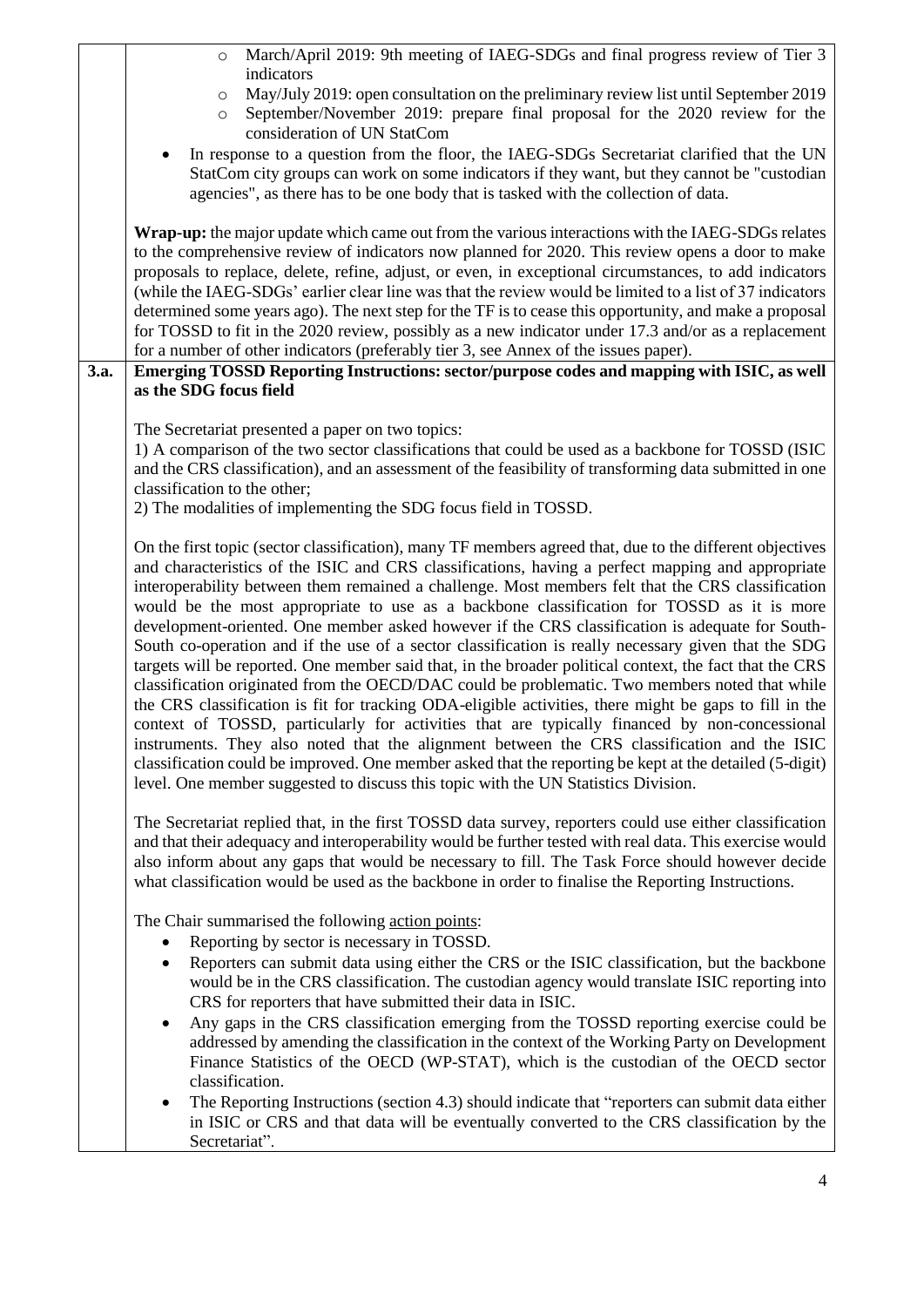|  |  |
|---|---|
|  | ◦ March/April 2019: 9th meeting of IAEG-SDGs and final progress review of Tier 3 indicators<br>◦ May/July 2019: open consultation on the preliminary review list until September 2019<br>◦ September/November 2019: prepare final proposal for the 2020 review for the consideration of UN StatCom<br>• In response to a question from the floor, the IAEG-SDGs Secretariat clarified that the UN StatCom city groups can work on some indicators if they want, but they cannot be "custodian agencies", as there has to be one body that is tasked with the collection of data.<br><br>**Wrap-up:** the major update which came out from the various interactions with the IAEG-SDGs relates to the comprehensive review of indicators now planned for 2020. This review opens a door to make proposals to replace, delete, refine, adjust, or even, in exceptional circumstances, to add indicators (while the IAEG-SDGs' earlier clear line was that the review would be limited to a list of 37 indicators determined some years ago). The next step for the TF is to cease this opportunity, and make a proposal for TOSSD to fit in the 2020 review, possibly as a new indicator under 17.3 and/or as a replacement for a number of other indicators (preferably tier 3, see Annex of the issues paper). |
| **3.a.** | **Emerging TOSSD Reporting Instructions: sector/purpose codes and mapping with ISIC, as well as the SDG focus field**<br><br>The Secretariat presented a paper on two topics:<br>1) A comparison of the two sector classifications that could be used as a backbone for TOSSD (ISIC and the CRS classification), and an assessment of the feasibility of transforming data submitted in one classification to the other;<br>2) The modalities of implementing the SDG focus field in TOSSD.<br><br>On the first topic (sector classification), many TF members agreed that, due to the different objectives and characteristics of the ISIC and CRS classifications, having a perfect mapping and appropriate interoperability between them remained a challenge. Most members felt that the CRS classification would be the most appropriate to use as a backbone classification for TOSSD as it is more development-oriented. One member asked however if the CRS classification is adequate for South-South co-operation and if the use of a sector classification is really necessary given that the SDG targets will be reported. One member said that, in the broader political context, the fact that the CRS classification originated from the OECD/DAC could be problematic. Two members noted that while the CRS classification is fit for tracking ODA-eligible activities, there might be gaps to fill in the context of TOSSD, particularly for activities that are typically financed by non-concessional instruments. They also noted that the alignment between the CRS classification and the ISIC classification could be improved. One member asked that the reporting be kept at the detailed (5-digit) level. One member suggested to discuss this topic with the UN Statistics Division.<br><br>The Secretariat replied that, in the first TOSSD data survey, reporters could use either classification and that their adequacy and interoperability would be further tested with real data. This exercise would also inform about any gaps that would be necessary to fill. The Task Force should however decide what classification would be used as the backbone in order to finalise the Reporting Instructions.<br><br>The Chair summarised the following action points:<br>• Reporting by sector is necessary in TOSSD.<br>• Reporters can submit data using either the CRS or the ISIC classification, but the backbone would be in the CRS classification. The custodian agency would translate ISIC reporting into CRS for reporters that have submitted their data in ISIC.<br>• Any gaps in the CRS classification emerging from the TOSSD reporting exercise could be addressed by amending the classification in the context of the Working Party on Development Finance Statistics of the OECD (WP-STAT), which is the custodian of the OECD sector classification.<br>• The Reporting Instructions (section 4.3) should indicate that "reporters can submit data either in ISIC or CRS and that data will be eventually converted to the CRS classification by the Secretariat". |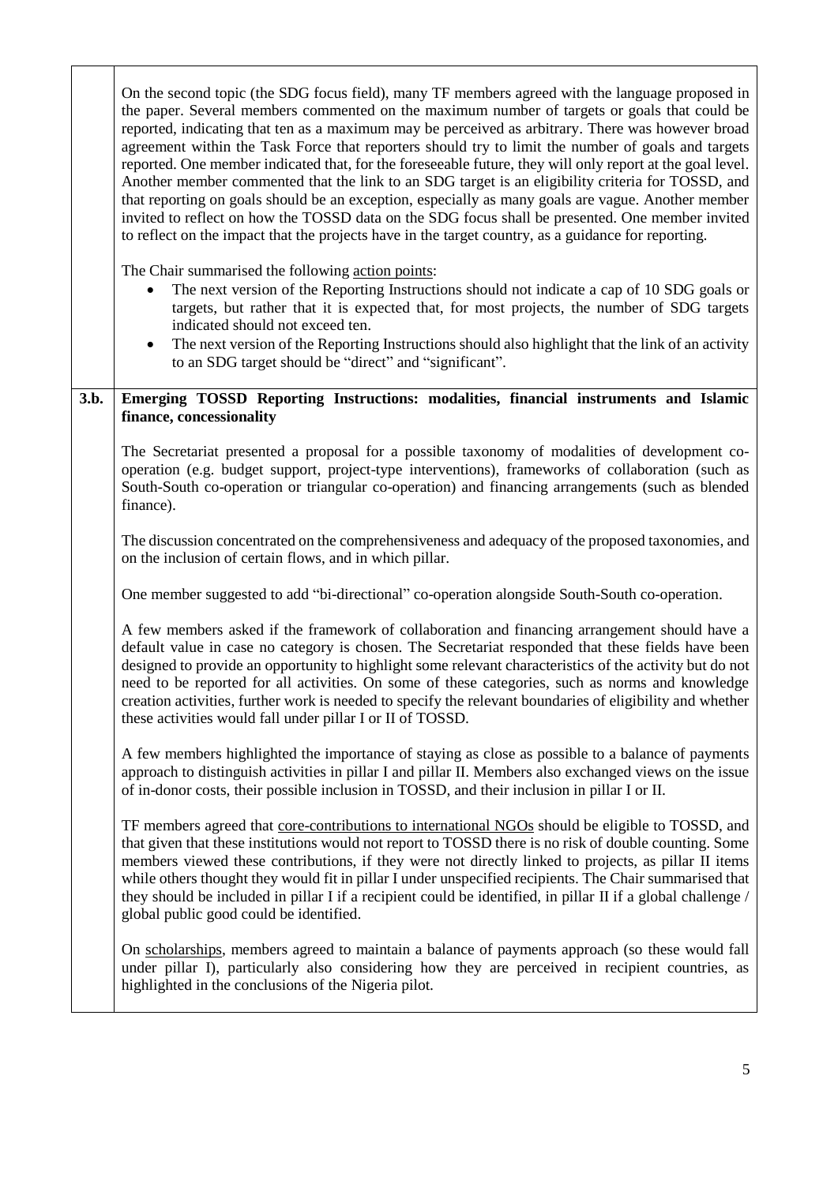On the second topic (the SDG focus field), many TF members agreed with the language proposed in the paper. Several members commented on the maximum number of targets or goals that could be reported, indicating that ten as a maximum may be perceived as arbitrary. There was however broad agreement within the Task Force that reporters should try to limit the number of goals and targets reported. One member indicated that, for the foreseeable future, they will only report at the goal level. Another member commented that the link to an SDG target is an eligibility criteria for TOSSD, and that reporting on goals should be an exception, especially as many goals are vague. Another member invited to reflect on how the TOSSD data on the SDG focus shall be presented. One member invited to reflect on the impact that the projects have in the target country, as a guidance for reporting.

The Chair summarised the following action points:

- The next version of the Reporting Instructions should not indicate a cap of 10 SDG goals or targets, but rather that it is expected that, for most projects, the number of SDG targets indicated should not exceed ten.
- The next version of the Reporting Instructions should also highlight that the link of an activity to an SDG target should be "direct" and "significant".

## 3.b. Emerging TOSSD Reporting Instructions: modalities, financial instruments and Islamic finance, concessionality

The Secretariat presented a proposal for a possible taxonomy of modalities of development co-operation (e.g. budget support, project-type interventions), frameworks of collaboration (such as South-South co-operation or triangular co-operation) and financing arrangements (such as blended finance).

The discussion concentrated on the comprehensiveness and adequacy of the proposed taxonomies, and on the inclusion of certain flows, and in which pillar.

One member suggested to add "bi-directional" co-operation alongside South-South co-operation.

A few members asked if the framework of collaboration and financing arrangement should have a default value in case no category is chosen. The Secretariat responded that these fields have been designed to provide an opportunity to highlight some relevant characteristics of the activity but do not need to be reported for all activities. On some of these categories, such as norms and knowledge creation activities, further work is needed to specify the relevant boundaries of eligibility and whether these activities would fall under pillar I or II of TOSSD.

A few members highlighted the importance of staying as close as possible to a balance of payments approach to distinguish activities in pillar I and pillar II. Members also exchanged views on the issue of in-donor costs, their possible inclusion in TOSSD, and their inclusion in pillar I or II.

TF members agreed that core-contributions to international NGOs should be eligible to TOSSD, and that given that these institutions would not report to TOSSD there is no risk of double counting. Some members viewed these contributions, if they were not directly linked to projects, as pillar II items while others thought they would fit in pillar I under unspecified recipients. The Chair summarised that they should be included in pillar I if a recipient could be identified, in pillar II if a global challenge / global public good could be identified.

On scholarships, members agreed to maintain a balance of payments approach (so these would fall under pillar I), particularly also considering how they are perceived in recipient countries, as highlighted in the conclusions of the Nigeria pilot.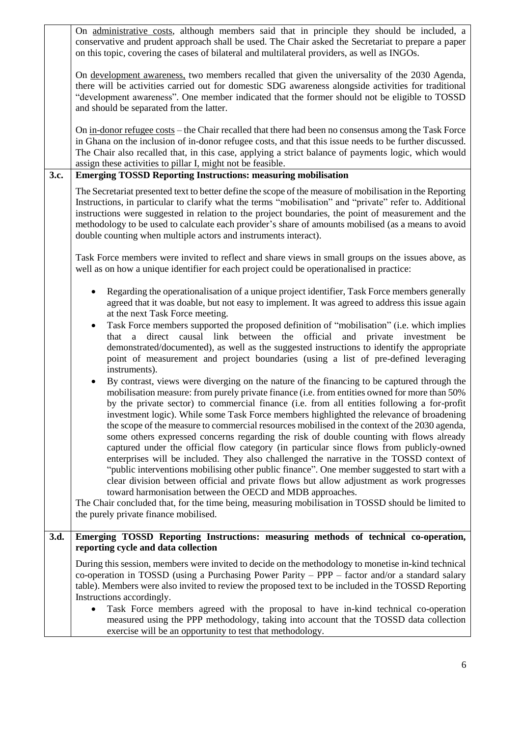| | |
|---|---|
| | On administrative costs, although members said that in principle they should be included, a conservative and prudent approach shall be used. The Chair asked the Secretariat to prepare a paper on this topic, covering the cases of bilateral and multilateral providers, as well as INGOs.<br><br>On development awareness, two members recalled that given the universality of the 2030 Agenda, there will be activities carried out for domestic SDG awareness alongside activities for traditional "development awareness". One member indicated that the former should not be eligible to TOSSD and should be separated from the latter.<br><br>On in-donor refugee costs – the Chair recalled that there had been no consensus among the Task Force in Ghana on the inclusion of in-donor refugee costs, and that this issue needs to be further discussed. The Chair also recalled that, in this case, applying a strict balance of payments logic, which would assign these activities to pillar I, might not be feasible. |
| **3.c.** | **Emerging TOSSD Reporting Instructions: measuring mobilisation** |
| | The Secretariat presented text to better define the scope of the measure of mobilisation in the Reporting Instructions, in particular to clarify what the terms "mobilisation" and "private" refer to. Additional instructions were suggested in relation to the project boundaries, the point of measurement and the methodology to be used to calculate each provider's share of amounts mobilised (as a means to avoid double counting when multiple actors and instruments interact).<br><br>Task Force members were invited to reflect and share views in small groups on the issues above, as well as on how a unique identifier for each project could be operationalised in practice:<br><br>• Regarding the operationalisation of a unique project identifier, Task Force members generally agreed that it was doable, but not easy to implement. It was agreed to address this issue again at the next Task Force meeting.<br>• Task Force members supported the proposed definition of "mobilisation" (i.e. which implies that a direct causal link between the official and private investment be demonstrated/documented), as well as the suggested instructions to identify the appropriate point of measurement and project boundaries (using a list of pre-defined leveraging instruments).<br>• By contrast, views were diverging on the nature of the financing to be captured through the mobilisation measure: from purely private finance (i.e. from entities owned for more than 50% by the private sector) to commercial finance (i.e. from all entities following a for-profit investment logic). While some Task Force members highlighted the relevance of broadening the scope of the measure to commercial resources mobilised in the context of the 2030 agenda, some others expressed concerns regarding the risk of double counting with flows already captured under the official flow category (in particular since flows from publicly-owned enterprises will be included. They also challenged the narrative in the TOSSD context of "public interventions mobilising other public finance". One member suggested to start with a clear division between official and private flows but allow adjustment as work progresses toward harmonisation between the OECD and MDB approaches.<br><br>The Chair concluded that, for the time being, measuring mobilisation in TOSSD should be limited to the purely private finance mobilised. |
| **3.d.** | **Emerging TOSSD Reporting Instructions: measuring methods of technical co-operation, reporting cycle and data collection** |
| | During this session, members were invited to decide on the methodology to monetise in-kind technical co-operation in TOSSD (using a Purchasing Power Parity – PPP – factor and/or a standard salary table). Members were also invited to review the proposed text to be included in the TOSSD Reporting Instructions accordingly.<br><br>• Task Force members agreed with the proposal to have in-kind technical co-operation measured using the PPP methodology, taking into account that the TOSSD data collection exercise will be an opportunity to test that methodology. |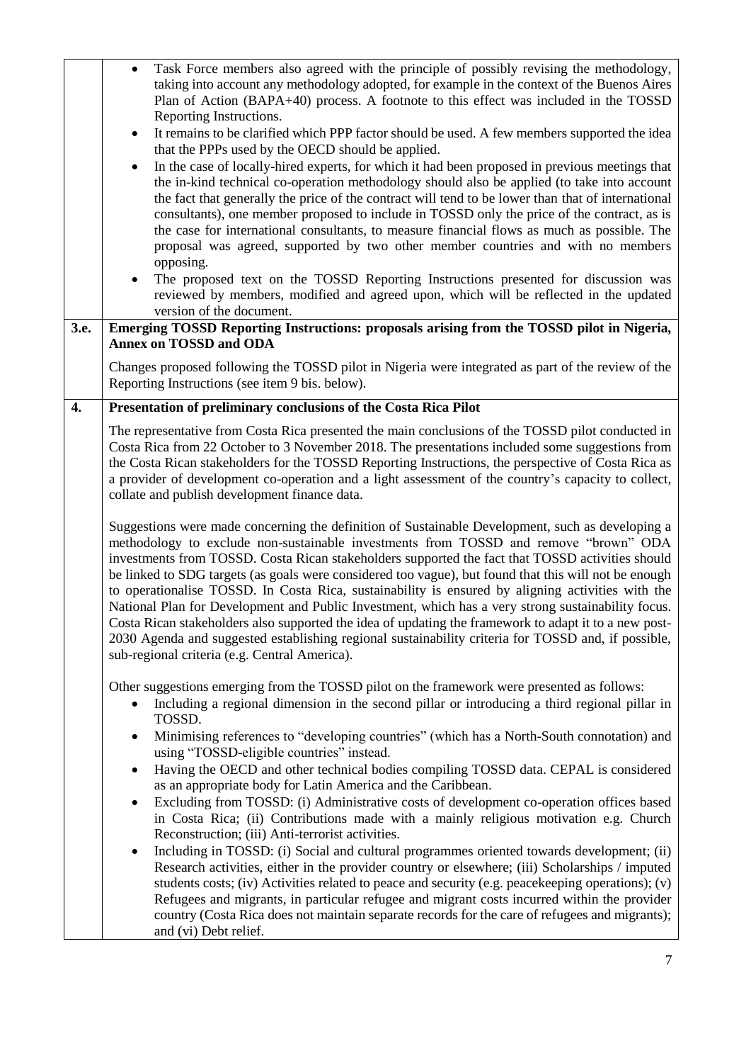|  |  |
|---|---|
|  | • Task Force members also agreed with the principle of possibly revising the methodology, taking into account any methodology adopted, for example in the context of the Buenos Aires Plan of Action (BAPA+40) process. A footnote to this effect was included in the TOSSD Reporting Instructions.<br>• It remains to be clarified which PPP factor should be used. A few members supported the idea that the PPPs used by the OECD should be applied.<br>• In the case of locally-hired experts, for which it had been proposed in previous meetings that the in-kind technical co-operation methodology should also be applied (to take into account the fact that generally the price of the contract will tend to be lower than that of international consultants), one member proposed to include in TOSSD only the price of the contract, as is the case for international consultants, to measure financial flows as much as possible. The proposal was agreed, supported by two other member countries and with no members opposing.<br>• The proposed text on the TOSSD Reporting Instructions presented for discussion was reviewed by members, modified and agreed upon, which will be reflected in the updated version of the document. |
| **3.e.** | **Emerging TOSSD Reporting Instructions: proposals arising from the TOSSD pilot in Nigeria, Annex on TOSSD and ODA**<br><br>Changes proposed following the TOSSD pilot in Nigeria were integrated as part of the review of the Reporting Instructions (see item 9 bis. below). |
| **4.** | **Presentation of preliminary conclusions of the Costa Rica Pilot**<br><br>The representative from Costa Rica presented the main conclusions of the TOSSD pilot conducted in Costa Rica from 22 October to 3 November 2018. The presentations included some suggestions from the Costa Rican stakeholders for the TOSSD Reporting Instructions, the perspective of Costa Rica as a provider of development co-operation and a light assessment of the country's capacity to collect, collate and publish development finance data.<br><br>Suggestions were made concerning the definition of Sustainable Development, such as developing a methodology to exclude non-sustainable investments from TOSSD and remove "brown" ODA investments from TOSSD. Costa Rican stakeholders supported the fact that TOSSD activities should be linked to SDG targets (as goals were considered too vague), but found that this will not be enough to operationalise TOSSD. In Costa Rica, sustainability is ensured by aligning activities with the National Plan for Development and Public Investment, which has a very strong sustainability focus. Costa Rican stakeholders also supported the idea of updating the framework to adapt it to a new post-2030 Agenda and suggested establishing regional sustainability criteria for TOSSD and, if possible, sub-regional criteria (e.g. Central America).<br><br>Other suggestions emerging from the TOSSD pilot on the framework were presented as follows:<br>• Including a regional dimension in the second pillar or introducing a third regional pillar in TOSSD.<br>• Minimising references to "developing countries" (which has a North-South connotation) and using "TOSSD-eligible countries" instead.<br>• Having the OECD and other technical bodies compiling TOSSD data. CEPAL is considered as an appropriate body for Latin America and the Caribbean.<br>• Excluding from TOSSD: (i) Administrative costs of development co-operation offices based in Costa Rica; (ii) Contributions made with a mainly religious motivation e.g. Church Reconstruction; (iii) Anti-terrorist activities.<br>• Including in TOSSD: (i) Social and cultural programmes oriented towards development; (ii) Research activities, either in the provider country or elsewhere; (iii) Scholarships / imputed students costs; (iv) Activities related to peace and security (e.g. peacekeeping operations); (v) Refugees and migrants, in particular refugee and migrant costs incurred within the provider country (Costa Rica does not maintain separate records for the care of refugees and migrants); and (vi) Debt relief. |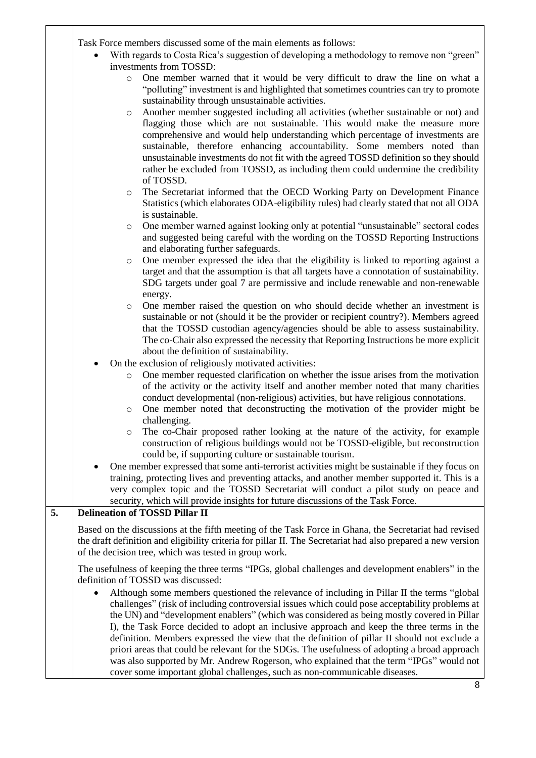Task Force members discussed some of the main elements as follows:

- With regards to Costa Rica's suggestion of developing a methodology to remove non "green" investments from TOSSD:
  - One member warned that it would be very difficult to draw the line on what a "polluting" investment is and highlighted that sometimes countries can try to promote sustainability through unsustainable activities.
  - Another member suggested including all activities (whether sustainable or not) and flagging those which are not sustainable. This would make the measure more comprehensive and would help understanding which percentage of investments are sustainable, therefore enhancing accountability. Some members noted than unsustainable investments do not fit with the agreed TOSSD definition so they should rather be excluded from TOSSD, as including them could undermine the credibility of TOSSD.
  - The Secretariat informed that the OECD Working Party on Development Finance Statistics (which elaborates ODA-eligibility rules) had clearly stated that not all ODA is sustainable.
  - One member warned against looking only at potential "unsustainable" sectoral codes and suggested being careful with the wording on the TOSSD Reporting Instructions and elaborating further safeguards.
  - One member expressed the idea that the eligibility is linked to reporting against a target and that the assumption is that all targets have a connotation of sustainability. SDG targets under goal 7 are permissive and include renewable and non-renewable energy.
  - One member raised the question on who should decide whether an investment is sustainable or not (should it be the provider or recipient country?). Members agreed that the TOSSD custodian agency/agencies should be able to assess sustainability. The co-Chair also expressed the necessity that Reporting Instructions be more explicit about the definition of sustainability.
- On the exclusion of religiously motivated activities:
  - One member requested clarification on whether the issue arises from the motivation of the activity or the activity itself and another member noted that many charities conduct developmental (non-religious) activities, but have religious connotations.
  - One member noted that deconstructing the motivation of the provider might be challenging.
  - The co-Chair proposed rather looking at the nature of the activity, for example construction of religious buildings would not be TOSSD-eligible, but reconstruction could be, if supporting culture or sustainable tourism.
- One member expressed that some anti-terrorist activities might be sustainable if they focus on training, protecting lives and preventing attacks, and another member supported it. This is a very complex topic and the TOSSD Secretariat will conduct a pilot study on peace and security, which will provide insights for future discussions of the Task Force.

## 5. Delineation of TOSSD Pillar II

Based on the discussions at the fifth meeting of the Task Force in Ghana, the Secretariat had revised the draft definition and eligibility criteria for pillar II. The Secretariat had also prepared a new version of the decision tree, which was tested in group work.

The usefulness of keeping the three terms "IPGs, global challenges and development enablers" in the definition of TOSSD was discussed:

- Although some members questioned the relevance of including in Pillar II the terms "global challenges" (risk of including controversial issues which could pose acceptability problems at the UN) and "development enablers" (which was considered as being mostly covered in Pillar I), the Task Force decided to adopt an inclusive approach and keep the three terms in the definition. Members expressed the view that the definition of pillar II should not exclude a priori areas that could be relevant for the SDGs. The usefulness of adopting a broad approach was also supported by Mr. Andrew Rogerson, who explained that the term "IPGs" would not cover some important global challenges, such as non-communicable diseases.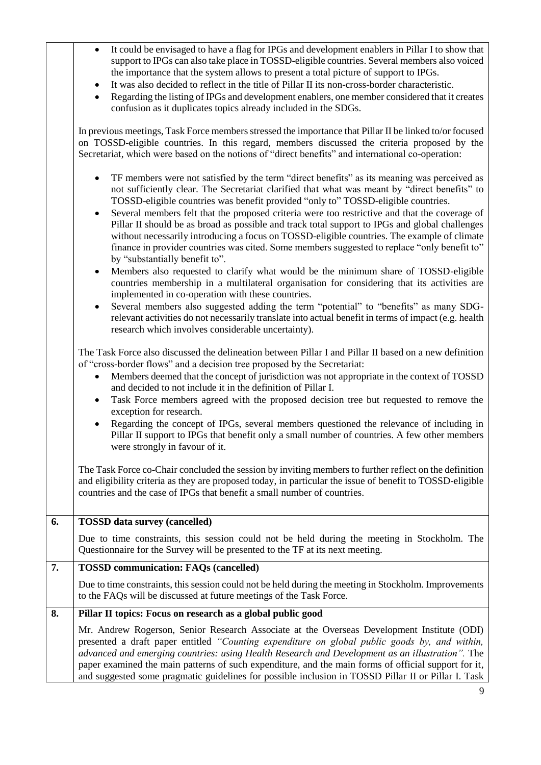- It could be envisaged to have a flag for IPGs and development enablers in Pillar I to show that support to IPGs can also take place in TOSSD-eligible countries. Several members also voiced the importance that the system allows to present a total picture of support to IPGs.
- It was also decided to reflect in the title of Pillar II its non-cross-border characteristic.
- Regarding the listing of IPGs and development enablers, one member considered that it creates confusion as it duplicates topics already included in the SDGs.

In previous meetings, Task Force members stressed the importance that Pillar II be linked to/or focused on TOSSD-eligible countries. In this regard, members discussed the criteria proposed by the Secretariat, which were based on the notions of "direct benefits" and international co-operation:

- TF members were not satisfied by the term "direct benefits" as its meaning was perceived as not sufficiently clear. The Secretariat clarified that what was meant by "direct benefits" to TOSSD-eligible countries was benefit provided "only to" TOSSD-eligible countries.
- Several members felt that the proposed criteria were too restrictive and that the coverage of Pillar II should be as broad as possible and track total support to IPGs and global challenges without necessarily introducing a focus on TOSSD-eligible countries. The example of climate finance in provider countries was cited. Some members suggested to replace "only benefit to" by "substantially benefit to".
- Members also requested to clarify what would be the minimum share of TOSSD-eligible countries membership in a multilateral organisation for considering that its activities are implemented in co-operation with these countries.
- Several members also suggested adding the term "potential" to "benefits" as many SDG-relevant activities do not necessarily translate into actual benefit in terms of impact (e.g. health research which involves considerable uncertainty).

The Task Force also discussed the delineation between Pillar I and Pillar II based on a new definition of "cross-border flows" and a decision tree proposed by the Secretariat:

- Members deemed that the concept of jurisdiction was not appropriate in the context of TOSSD and decided to not include it in the definition of Pillar I.
- Task Force members agreed with the proposed decision tree but requested to remove the exception for research.
- Regarding the concept of IPGs, several members questioned the relevance of including in Pillar II support to IPGs that benefit only a small number of countries. A few other members were strongly in favour of it.

The Task Force co-Chair concluded the session by inviting members to further reflect on the definition and eligibility criteria as they are proposed today, in particular the issue of benefit to TOSSD-eligible countries and the case of IPGs that benefit a small number of countries.

## 6. TOSSD data survey (cancelled)

Due to time constraints, this session could not be held during the meeting in Stockholm. The Questionnaire for the Survey will be presented to the TF at its next meeting.

## 7. TOSSD communication: FAQs (cancelled)

Due to time constraints, this session could not be held during the meeting in Stockholm. Improvements to the FAQs will be discussed at future meetings of the Task Force.

## 8. Pillar II topics: Focus on research as a global public good

Mr. Andrew Rogerson, Senior Research Associate at the Overseas Development Institute (ODI) presented a draft paper entitled *"Counting expenditure on global public goods by, and within, advanced and emerging countries: using Health Research and Development as an illustration".* The paper examined the main patterns of such expenditure, and the main forms of official support for it, and suggested some pragmatic guidelines for possible inclusion in TOSSD Pillar II or Pillar I. Task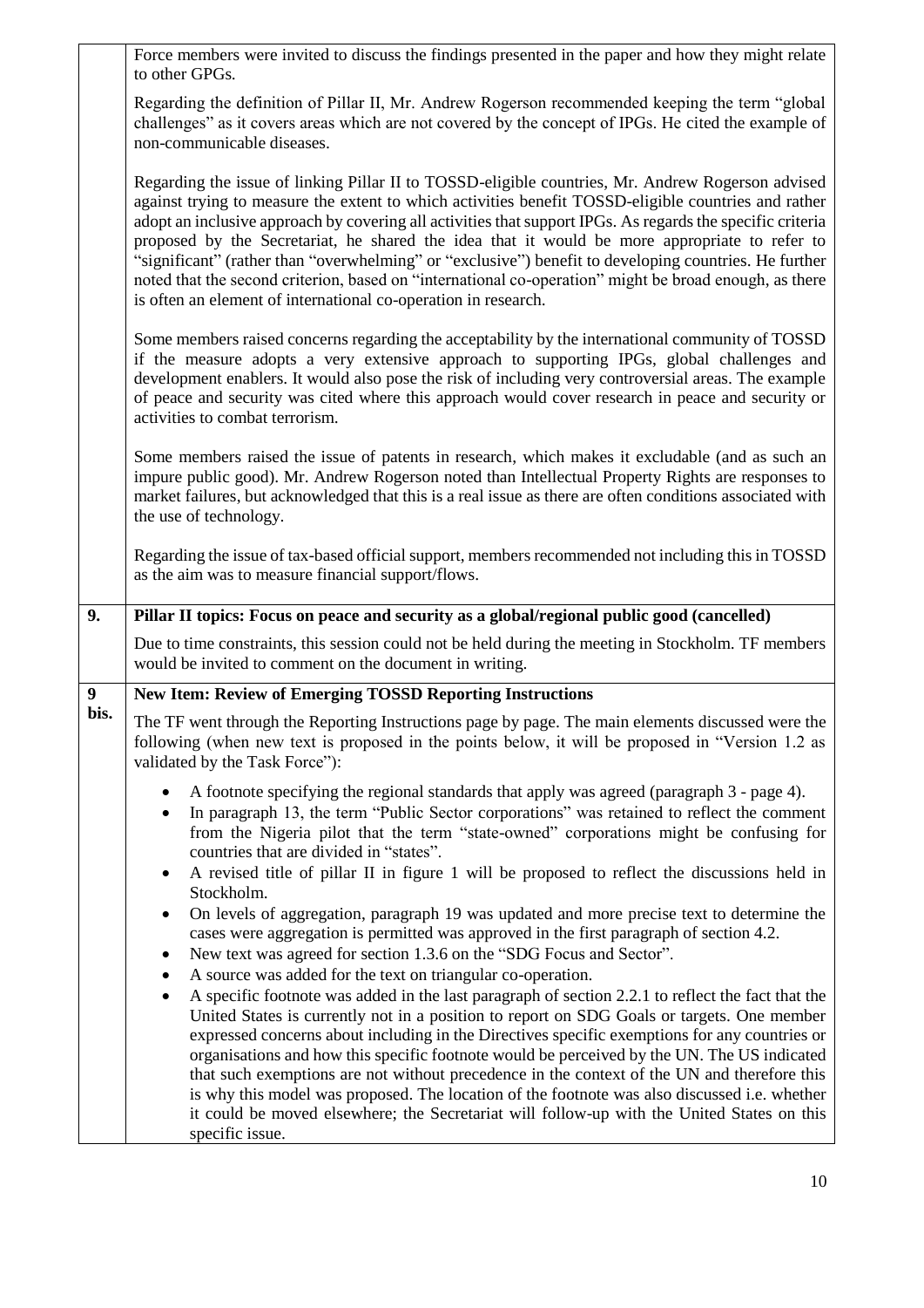| | |
|---|---|
| | Force members were invited to discuss the findings presented in the paper and how they might relate to other GPGs.<br><br>Regarding the definition of Pillar II, Mr. Andrew Rogerson recommended keeping the term "global challenges" as it covers areas which are not covered by the concept of IPGs. He cited the example of non-communicable diseases.<br><br>Regarding the issue of linking Pillar II to TOSSD-eligible countries, Mr. Andrew Rogerson advised against trying to measure the extent to which activities benefit TOSSD-eligible countries and rather adopt an inclusive approach by covering all activities that support IPGs. As regards the specific criteria proposed by the Secretariat, he shared the idea that it would be more appropriate to refer to "significant" (rather than "overwhelming" or "exclusive") benefit to developing countries. He further noted that the second criterion, based on "international co-operation" might be broad enough, as there is often an element of international co-operation in research.<br><br>Some members raised concerns regarding the acceptability by the international community of TOSSD if the measure adopts a very extensive approach to supporting IPGs, global challenges and development enablers. It would also pose the risk of including very controversial areas. The example of peace and security was cited where this approach would cover research in peace and security or activities to combat terrorism.<br><br>Some members raised the issue of patents in research, which makes it excludable (and as such an impure public good). Mr. Andrew Rogerson noted than Intellectual Property Rights are responses to market failures, but acknowledged that this is a real issue as there are often conditions associated with the use of technology.<br><br>Regarding the issue of tax-based official support, members recommended not including this in TOSSD as the aim was to measure financial support/flows. |
| **9.** | **Pillar II topics: Focus on peace and security as a global/regional public good (cancelled)**<br><br>Due to time constraints, this session could not be held during the meeting in Stockholm. TF members would be invited to comment on the document in writing. |
| **9 bis.** | **New Item: Review of Emerging TOSSD Reporting Instructions**<br><br>The TF went through the Reporting Instructions page by page. The main elements discussed were the following (when new text is proposed in the points below, it will be proposed in "Version 1.2 as validated by the Task Force"):<br><br>• A footnote specifying the regional standards that apply was agreed (paragraph 3 - page 4).<br>• In paragraph 13, the term "Public Sector corporations" was retained to reflect the comment from the Nigeria pilot that the term "state-owned" corporations might be confusing for countries that are divided in "states".<br>• A revised title of pillar II in figure 1 will be proposed to reflect the discussions held in Stockholm.<br>• On levels of aggregation, paragraph 19 was updated and more precise text to determine the cases were aggregation is permitted was approved in the first paragraph of section 4.2.<br>• New text was agreed for section 1.3.6 on the "SDG Focus and Sector".<br>• A source was added for the text on triangular co-operation.<br>• A specific footnote was added in the last paragraph of section 2.2.1 to reflect the fact that the United States is currently not in a position to report on SDG Goals or targets. One member expressed concerns about including in the Directives specific exemptions for any countries or organisations and how this specific footnote would be perceived by the UN. The US indicated that such exemptions are not without precedence in the context of the UN and therefore this is why this model was proposed. The location of the footnote was also discussed i.e. whether it could be moved elsewhere; the Secretariat will follow-up with the United States on this specific issue. |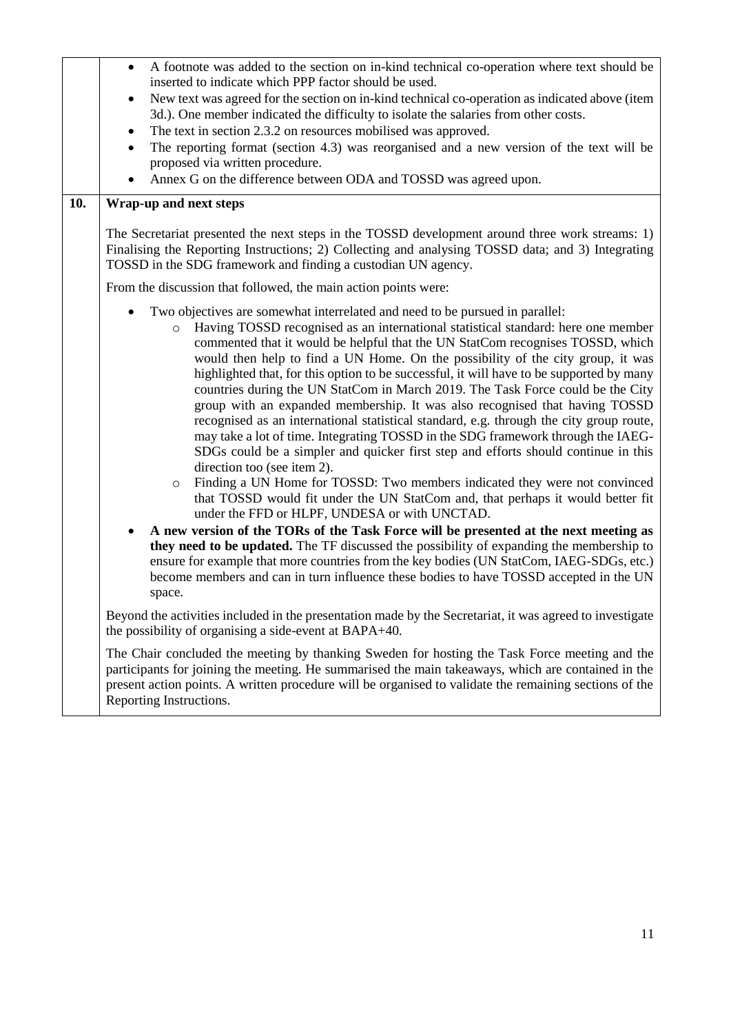| | |
|---|---|
| | • A footnote was added to the section on in-kind technical co-operation where text should be inserted to indicate which PPP factor should be used.<br>• New text was agreed for the section on in-kind technical co-operation as indicated above (item 3d.). One member indicated the difficulty to isolate the salaries from other costs.<br>• The text in section 2.3.2 on resources mobilised was approved.<br>• The reporting format (section 4.3) was reorganised and a new version of the text will be proposed via written procedure.<br>• Annex G on the difference between ODA and TOSSD was agreed upon. |
| **10.** | **Wrap-up and next steps**<br><br>The Secretariat presented the next steps in the TOSSD development around three work streams: 1) Finalising the Reporting Instructions; 2) Collecting and analysing TOSSD data; and 3) Integrating TOSSD in the SDG framework and finding a custodian UN agency.<br><br>From the discussion that followed, the main action points were:<br><br>• Two objectives are somewhat interrelated and need to be pursued in parallel:<br>&nbsp;&nbsp;&nbsp;&nbsp;o Having TOSSD recognised as an international statistical standard: here one member commented that it would be helpful that the UN StatCom recognises TOSSD, which would then help to find a UN Home. On the possibility of the city group, it was highlighted that, for this option to be successful, it will have to be supported by many countries during the UN StatCom in March 2019. The Task Force could be the City group with an expanded membership. It was also recognised that having TOSSD recognised as an international statistical standard, e.g. through the city group route, may take a lot of time. Integrating TOSSD in the SDG framework through the IAEG-SDGs could be a simpler and quicker first step and efforts should continue in this direction too (see item 2).<br>&nbsp;&nbsp;&nbsp;&nbsp;o Finding a UN Home for TOSSD: Two members indicated they were not convinced that TOSSD would fit under the UN StatCom and, that perhaps it would better fit under the FFD or HLPF, UNDESA or with UNCTAD.<br>• **A new version of the TORs of the Task Force will be presented at the next meeting as they need to be updated.** The TF discussed the possibility of expanding the membership to ensure for example that more countries from the key bodies (UN StatCom, IAEG-SDGs, etc.) become members and can in turn influence these bodies to have TOSSD accepted in the UN space.<br><br>Beyond the activities included in the presentation made by the Secretariat, it was agreed to investigate the possibility of organising a side-event at BAPA+40.<br><br>The Chair concluded the meeting by thanking Sweden for hosting the Task Force meeting and the participants for joining the meeting. He summarised the main takeaways, which are contained in the present action points. A written procedure will be organised to validate the remaining sections of the Reporting Instructions. |